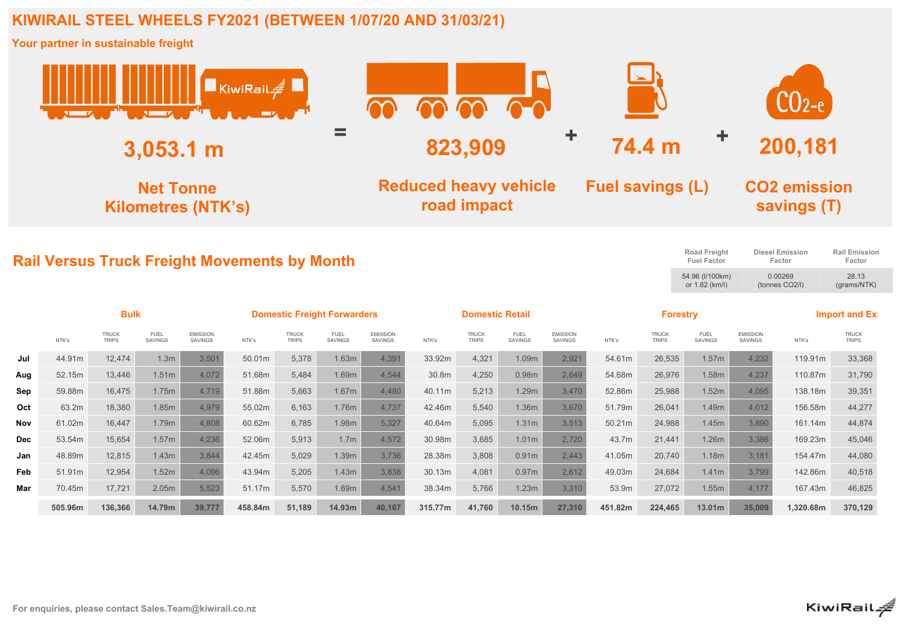# KIWIRAIL STEEL WHEELS FY2021 (BETWEEN 1/07/20 AND 31/03/21)

**Your partner in sustainable freight**

**3,053.1 m** Net Tonne Kilometres (NTK's) = **823,909** Reduced heavy vehicle road impact + **74.4 m** Fuel savings (L) + **200,181** $CO_2$ emission savings (T)

## Rail Versus Truck Freight Movements by Month

| Road Freight Fuel Factor | Diesel Emission Factor | Rail Emission Factor |
|---|---|---|
| 54.96 (l/100km) or 1.82 (km/l) | 0.00269 (tonnes CO2/l) | 28.13 (grams/NTK) |

| | Bulk | | | | Domestic Freight Forwarders | | | | Domestic Retail | | | | Forestry | | | | Import and Ex | |
|---|---|---|---|---|---|---|---|---|---|---|---|---|---|---|---|---|---|---|
| | NTK's | TRUCK TRIPS | FUEL SAVINGS | EMISSION SAVINGS | NTK's | TRUCK TRIPS | FUEL SAVINGS | EMISSION SAVINGS | NTK's | TRUCK TRIPS | FUEL SAVINGS | EMISSION SAVINGS | NTK's | TRUCK TRIPS | FUEL SAVINGS | EMISSION SAVINGS | NTK's | TRUCK TRIPS |
| Jul | 44.91m | 12,474 | 1.3m | 3,501 | 50.01m | 5,378 | 1.63m | 4,391 | 33.92m | 4,321 | 1.09m | 2,921 | 54.61m | 26,535 | 1.57m | 4,232 | 119.91m | 33,368 |
| Aug | 52.15m | 13,446 | 1.51m | 4,072 | 51.68m | 5,484 | 1.69m | 4,544 | 30.8m | 4,250 | 0.98m | 2,649 | 54.68m | 26,976 | 1.58m | 4,237 | 110.87m | 31,790 |
| Sep | 59.88m | 16,475 | 1.75m | 4,719 | 51.88m | 5,663 | 1.67m | 4,480 | 40.11m | 5,213 | 1.29m | 3,470 | 52.86m | 25,988 | 1.52m | 4,095 | 138.18m | 39,351 |
| Oct | 63.2m | 18,380 | 1.85m | 4,979 | 55.02m | 6,163 | 1.76m | 4,737 | 42.46m | 5,540 | 1.36m | 3,670 | 51.79m | 26,041 | 1.49m | 4,012 | 156.58m | 44,277 |
| Nov | 61.02m | 16,447 | 1.79m | 4,808 | 60.62m | 6,785 | 1.98m | 5,327 | 40.64m | 5,095 | 1.31m | 3,513 | 50.21m | 24,988 | 1.45m | 3,890 | 161.14m | 44,874 |
| Dec | 53.54m | 15,654 | 1.57m | 4,236 | 52.06m | 5,913 | 1.7m | 4,572 | 30.98m | 3,685 | 1.01m | 2,720 | 43.7m | 21,441 | 1.26m | 3,386 | 169.23m | 45,046 |
| Jan | 48.89m | 12,815 | 1.43m | 3,844 | 42.45m | 5,029 | 1.39m | 3,736 | 28.38m | 3,808 | 0.91m | 2,443 | 41.05m | 20,740 | 1.18m | 3,181 | 154.47m | 44,080 |
| Feb | 51.91m | 12,954 | 1.52m | 4,096 | 43.94m | 5,205 | 1.43m | 3,838 | 30.13m | 4,081 | 0.97m | 2,612 | 49.03m | 24,684 | 1.41m | 3,799 | 142.86m | 40,518 |
| Mar | 70.45m | 17,721 | 2.05m | 5,523 | 51.17m | 5,570 | 1.69m | 4,541 | 38.34m | 5,766 | 1.23m | 3,310 | 53.9m | 27,072 | 1.55m | 4,177 | 167.43m | 46,825 |
| | **505.96m** | **136,366** | **14.79m** | **39,777** | **458.84m** | **51,189** | **14.93m** | **40,167** | **315.77m** | **41,760** | **10.15m** | **27,310** | **451.82m** | **224,465** | **13.01m** | **35,009** | **1,320.68m** | **370,129** |

For enquiries, please contact Sales.Team@kiwirail.co.nz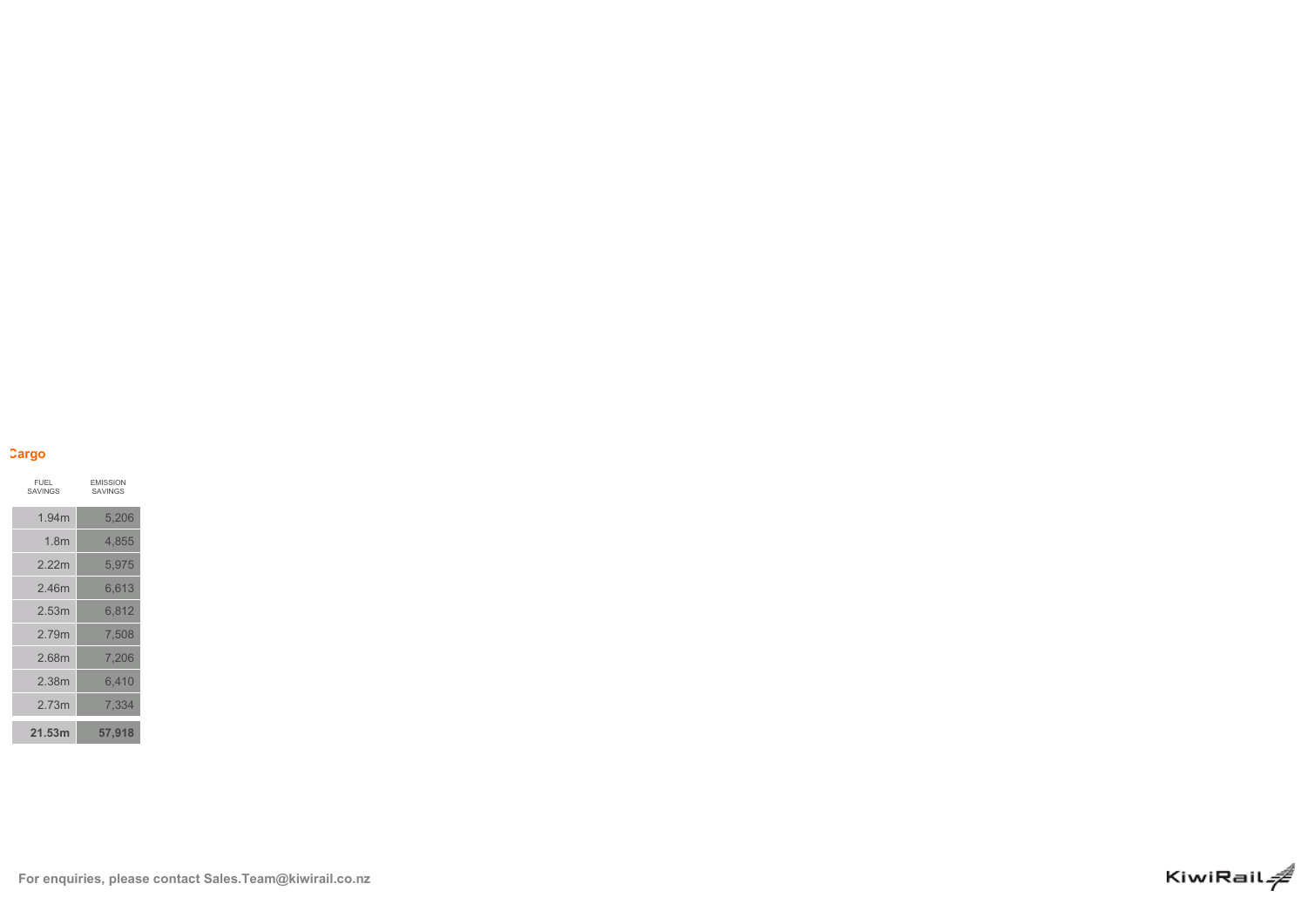## Cargo

| FUEL SAVINGS | EMISSION SAVINGS |
|---|---|
| 1.94m | 5,206 |
| 1.8m | 4,855 |
| 2.22m | 5,975 |
| 2.46m | 6,613 |
| 2.53m | 6,812 |
| 2.79m | 7,508 |
| 2.68m | 7,206 |
| 2.38m | 6,410 |
| 2.73m | 7,334 |
| **21.53m** | **57,918** |

**For enquiries, please contact Sales.Team@kiwirail.co.nz**

KiwiRail